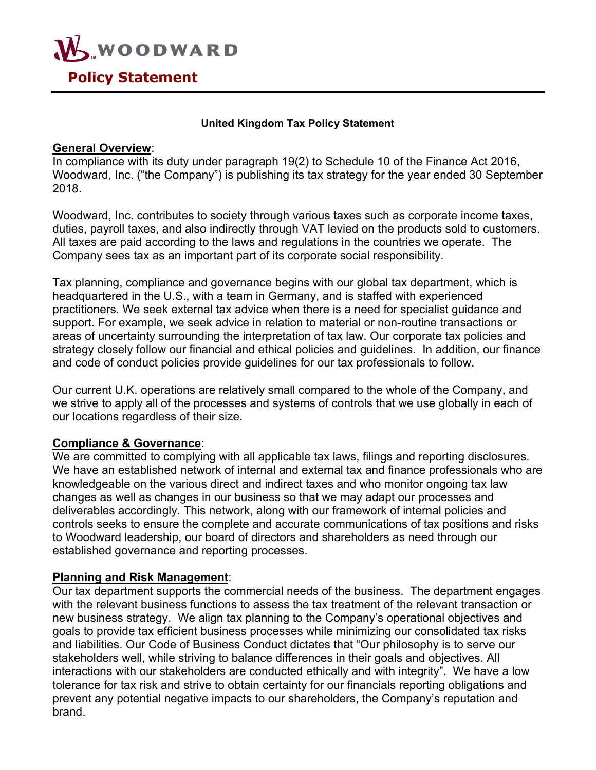# WOODWARD

## Policy Statement

**United Kingdom Tax Policy Statement**

**General Overview**:
In compliance with its duty under paragraph 19(2) to Schedule 10 of the Finance Act 2016, Woodward, Inc. ("the Company") is publishing its tax strategy for the year ended 30 September 2018.

Woodward, Inc. contributes to society through various taxes such as corporate income taxes, duties, payroll taxes, and also indirectly through VAT levied on the products sold to customers. All taxes are paid according to the laws and regulations in the countries we operate. The Company sees tax as an important part of its corporate social responsibility.

Tax planning, compliance and governance begins with our global tax department, which is headquartered in the U.S., with a team in Germany, and is staffed with experienced practitioners. We seek external tax advice when there is a need for specialist guidance and support. For example, we seek advice in relation to material or non-routine transactions or areas of uncertainty surrounding the interpretation of tax law. Our corporate tax policies and strategy closely follow our financial and ethical policies and guidelines. In addition, our finance and code of conduct policies provide guidelines for our tax professionals to follow.

Our current U.K. operations are relatively small compared to the whole of the Company, and we strive to apply all of the processes and systems of controls that we use globally in each of our locations regardless of their size.

**Compliance & Governance**:
We are committed to complying with all applicable tax laws, filings and reporting disclosures. We have an established network of internal and external tax and finance professionals who are knowledgeable on the various direct and indirect taxes and who monitor ongoing tax law changes as well as changes in our business so that we may adapt our processes and deliverables accordingly. This network, along with our framework of internal policies and controls seeks to ensure the complete and accurate communications of tax positions and risks to Woodward leadership, our board of directors and shareholders as need through our established governance and reporting processes.

**Planning and Risk Management**:
Our tax department supports the commercial needs of the business. The department engages with the relevant business functions to assess the tax treatment of the relevant transaction or new business strategy. We align tax planning to the Company's operational objectives and goals to provide tax efficient business processes while minimizing our consolidated tax risks and liabilities. Our Code of Business Conduct dictates that "Our philosophy is to serve our stakeholders well, while striving to balance differences in their goals and objectives. All interactions with our stakeholders are conducted ethically and with integrity". We have a low tolerance for tax risk and strive to obtain certainty for our financials reporting obligations and prevent any potential negative impacts to our shareholders, the Company's reputation and brand.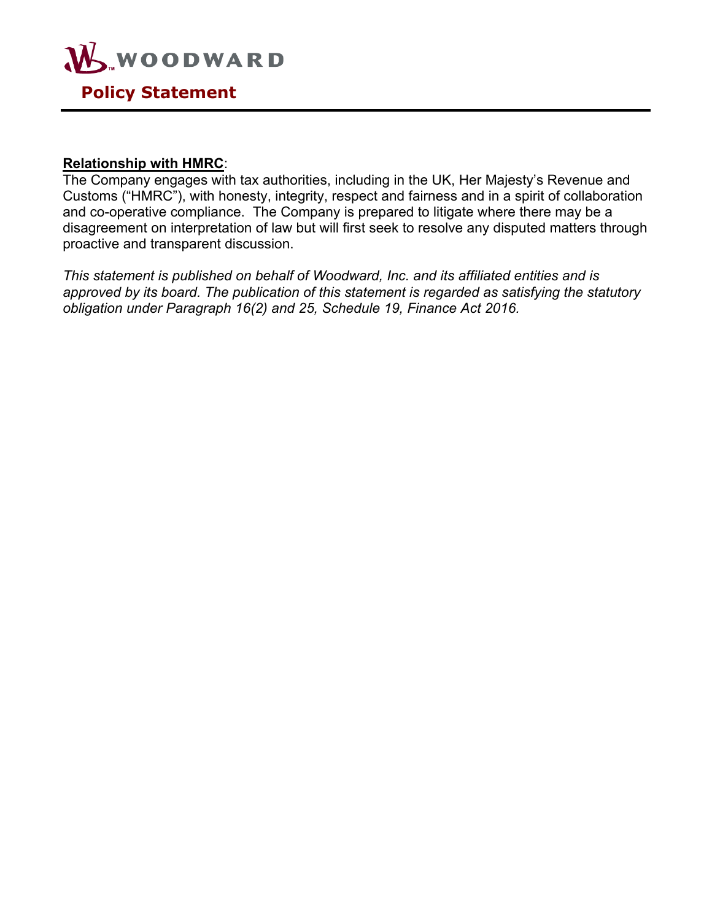**Relationship with HMRC**:
The Company engages with tax authorities, including in the UK, Her Majesty's Revenue and Customs ("HMRC"), with honesty, integrity, respect and fairness and in a spirit of collaboration and co-operative compliance. The Company is prepared to litigate where there may be a disagreement on interpretation of law but will first seek to resolve any disputed matters through proactive and transparent discussion.

*This statement is published on behalf of Woodward, Inc. and its affiliated entities and is approved by its board. The publication of this statement is regarded as satisfying the statutory obligation under Paragraph 16(2) and 25, Schedule 19, Finance Act 2016.*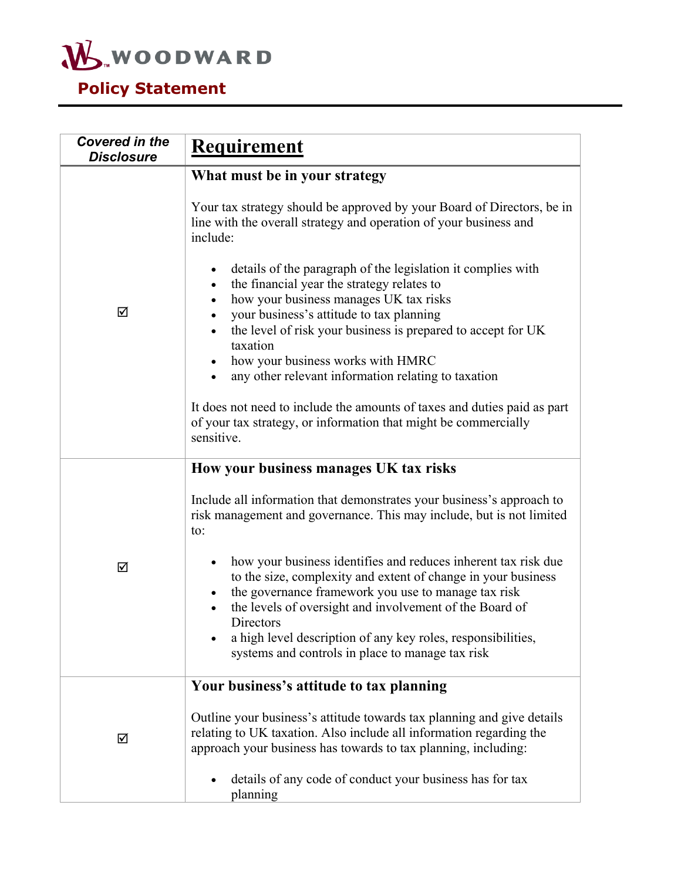# WOODWARD

## Policy Statement

| *Covered in the Disclosure* | **Requirement** |
|---|---|
| ☑ | **What must be in your strategy**<br><br>Your tax strategy should be approved by your Board of Directors, be in line with the overall strategy and operation of your business and include:<br><br>• details of the paragraph of the legislation it complies with<br>• the financial year the strategy relates to<br>• how your business manages UK tax risks<br>• your business's attitude to tax planning<br>• the level of risk your business is prepared to accept for UK taxation<br>• how your business works with HMRC<br>• any other relevant information relating to taxation<br><br>It does not need to include the amounts of taxes and duties paid as part of your tax strategy, or information that might be commercially sensitive. |
| ☑ | **How your business manages UK tax risks**<br><br>Include all information that demonstrates your business's approach to risk management and governance. This may include, but is not limited to:<br><br>• how your business identifies and reduces inherent tax risk due to the size, complexity and extent of change in your business<br>• the governance framework you use to manage tax risk<br>• the levels of oversight and involvement of the Board of Directors<br>• a high level description of any key roles, responsibilities, systems and controls in place to manage tax risk |
| ☑ | **Your business's attitude to tax planning**<br><br>Outline your business's attitude towards tax planning and give details relating to UK taxation. Also include all information regarding the approach your business has towards to tax planning, including:<br><br>• details of any code of conduct your business has for tax planning |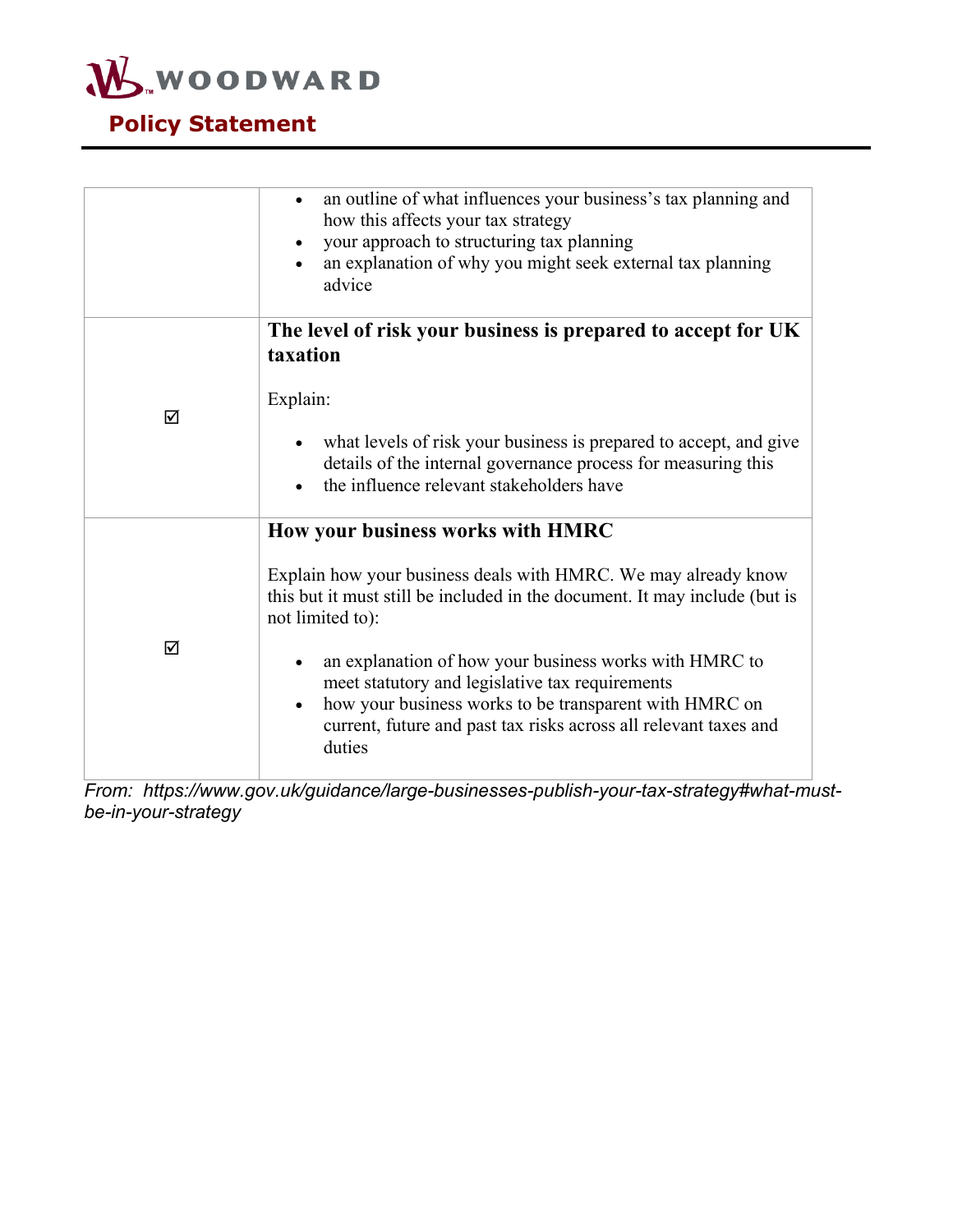| | |
|---|---|
| | • an outline of what influences your business's tax planning and how this affects your tax strategy<br>• your approach to structuring tax planning<br>• an explanation of why you might seek external tax planning advice |
| ☑ | **The level of risk your business is prepared to accept for UK taxation**<br><br>Explain:<br><br>• what levels of risk your business is prepared to accept, and give details of the internal governance process for measuring this<br>• the influence relevant stakeholders have |
| ☑ | **How your business works with HMRC**<br><br>Explain how your business deals with HMRC. We may already know this but it must still be included in the document. It may include (but is not limited to):<br><br>• an explanation of how your business works with HMRC to meet statutory and legislative tax requirements<br>• how your business works to be transparent with HMRC on current, future and past tax risks across all relevant taxes and duties |

*From: https://www.gov.uk/guidance/large-businesses-publish-your-tax-strategy#what-must-be-in-your-strategy*